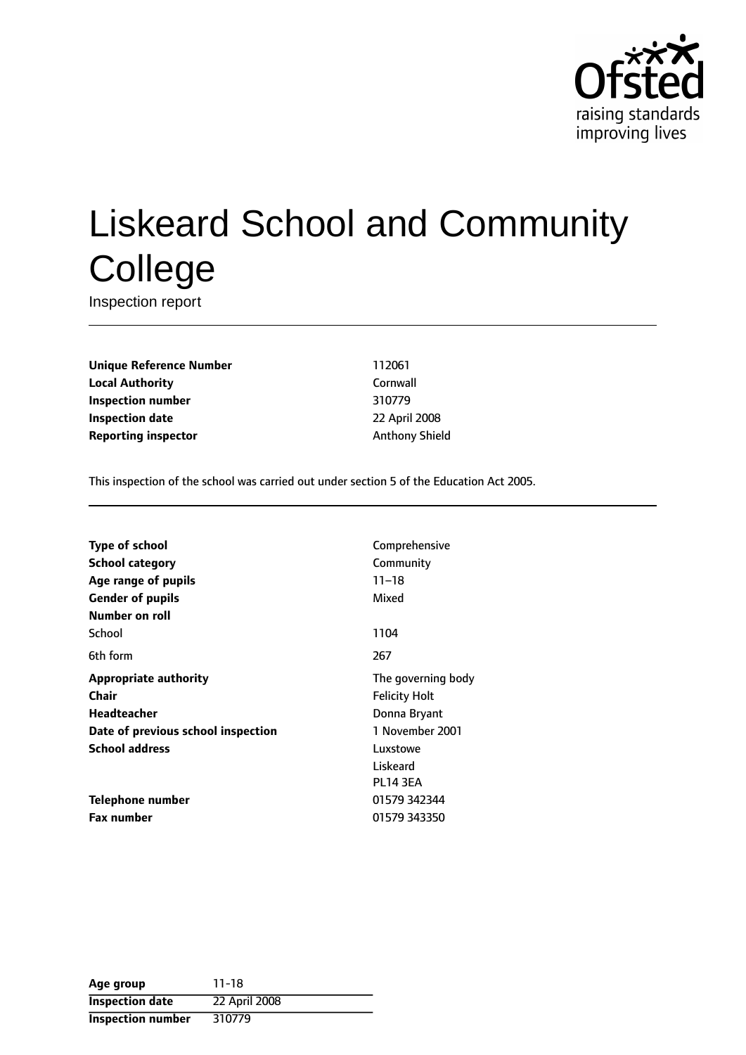# Liskeard School and Community College

Inspection report

| | |
|---|---|
| **Unique Reference Number** | 112061 |
| **Local Authority** | Cornwall |
| **Inspection number** | 310779 |
| **Inspection date** | 22 April 2008 |
| **Reporting inspector** | Anthony Shield |

This inspection of the school was carried out under section 5 of the Education Act 2005.

| | |
|---|---|
| **Type of school** | Comprehensive |
| **School category** | Community |
| **Age range of pupils** | 11–18 |
| **Gender of pupils** | Mixed |
| **Number on roll** | |
| School | 1104 |
| 6th form | 267 |
| **Appropriate authority** | The governing body |
| **Chair** | Felicity Holt |
| **Headteacher** | Donna Bryant |
| **Date of previous school inspection** | 1 November 2001 |
| **School address** | Luxstowe<br>Liskeard<br>PL14 3EA |
| **Telephone number** | 01579 342344 |
| **Fax number** | 01579 343350 |

| | |
|---|---|
| **Age group** | 11-18 |
| **Inspection date** | 22 April 2008 |
| **Inspection number** | 310779 |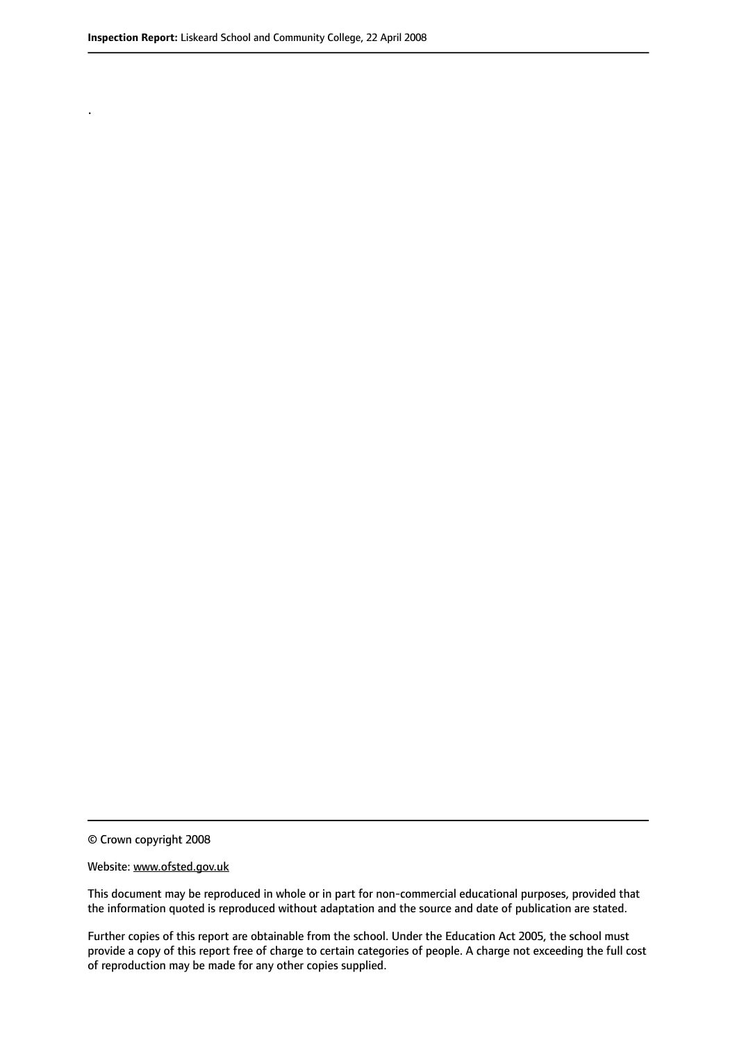.

© Crown copyright 2008

Website: www.ofsted.gov.uk

This document may be reproduced in whole or in part for non-commercial educational purposes, provided that the information quoted is reproduced without adaptation and the source and date of publication are stated.

Further copies of this report are obtainable from the school. Under the Education Act 2005, the school must provide a copy of this report free of charge to certain categories of people. A charge not exceeding the full cost of reproduction may be made for any other copies supplied.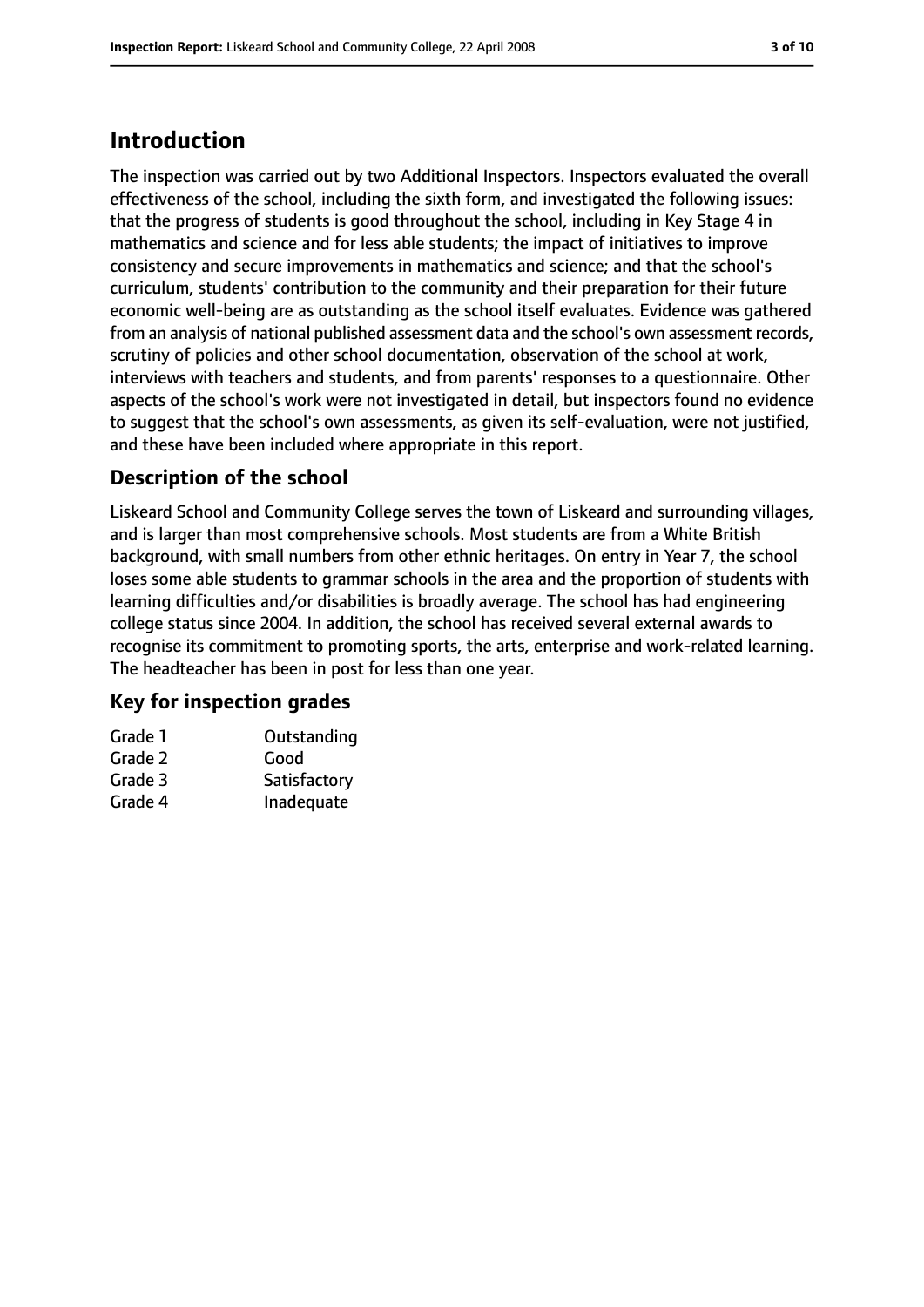# Introduction

The inspection was carried out by two Additional Inspectors. Inspectors evaluated the overall effectiveness of the school, including the sixth form, and investigated the following issues: that the progress of students is good throughout the school, including in Key Stage 4 in mathematics and science and for less able students; the impact of initiatives to improve consistency and secure improvements in mathematics and science; and that the school's curriculum, students' contribution to the community and their preparation for their future economic well-being are as outstanding as the school itself evaluates. Evidence was gathered from an analysis of national published assessment data and the school's own assessment records, scrutiny of policies and other school documentation, observation of the school at work, interviews with teachers and students, and from parents' responses to a questionnaire. Other aspects of the school's work were not investigated in detail, but inspectors found no evidence to suggest that the school's own assessments, as given its self-evaluation, were not justified, and these have been included where appropriate in this report.

## Description of the school

Liskeard School and Community College serves the town of Liskeard and surrounding villages, and is larger than most comprehensive schools. Most students are from a White British background, with small numbers from other ethnic heritages. On entry in Year 7, the school loses some able students to grammar schools in the area and the proportion of students with learning difficulties and/or disabilities is broadly average. The school has had engineering college status since 2004. In addition, the school has received several external awards to recognise its commitment to promoting sports, the arts, enterprise and work-related learning. The headteacher has been in post for less than one year.

## Key for inspection grades

| | |
|---|---|
| Grade 1 | Outstanding |
| Grade 2 | Good |
| Grade 3 | Satisfactory |
| Grade 4 | Inadequate |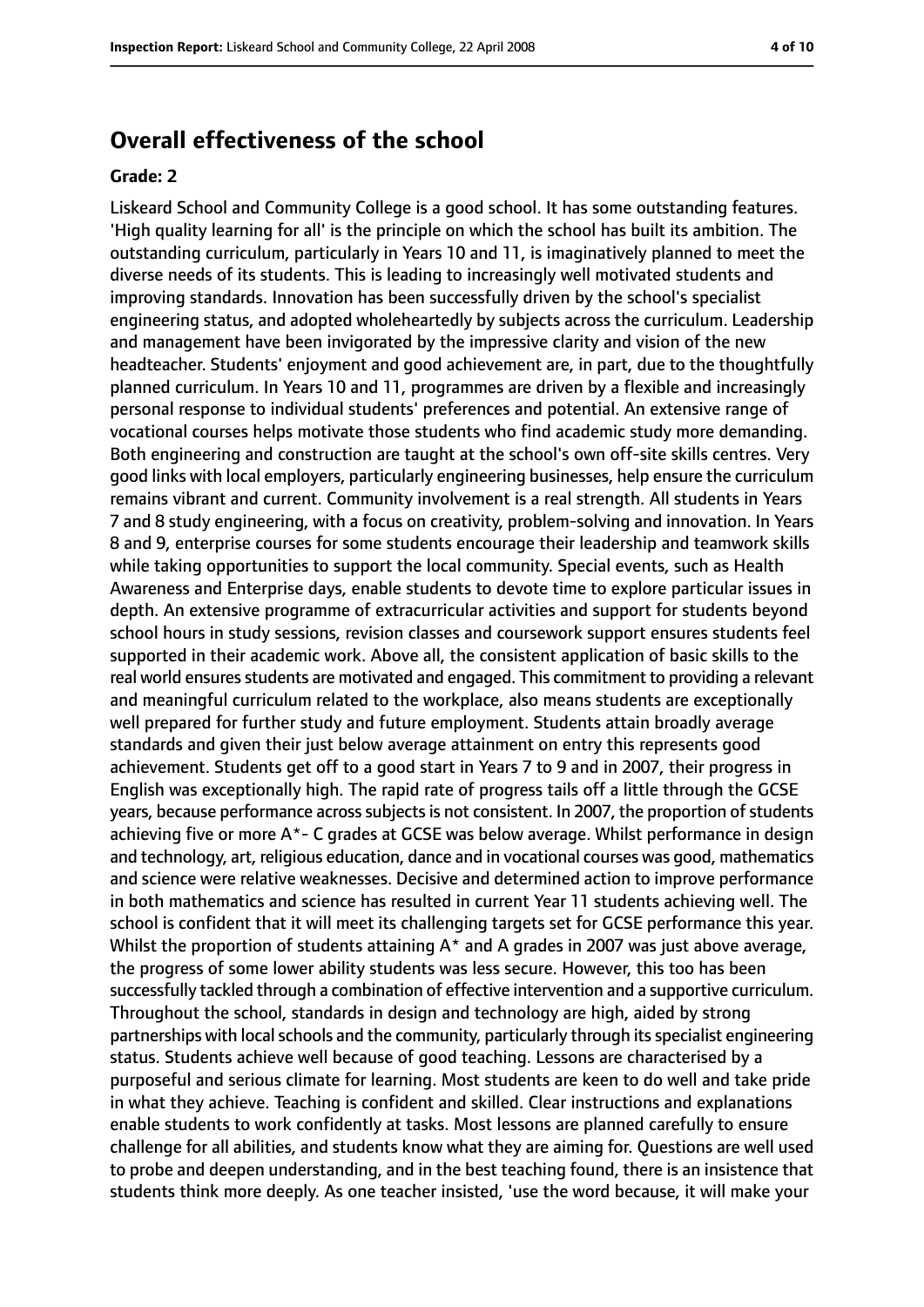## Overall effectiveness of the school

**Grade: 2**

Liskeard School and Community College is a good school. It has some outstanding features. 'High quality learning for all' is the principle on which the school has built its ambition. The outstanding curriculum, particularly in Years 10 and 11, is imaginatively planned to meet the diverse needs of its students. This is leading to increasingly well motivated students and improving standards. Innovation has been successfully driven by the school's specialist engineering status, and adopted wholeheartedly by subjects across the curriculum. Leadership and management have been invigorated by the impressive clarity and vision of the new headteacher. Students' enjoyment and good achievement are, in part, due to the thoughtfully planned curriculum. In Years 10 and 11, programmes are driven by a flexible and increasingly personal response to individual students' preferences and potential. An extensive range of vocational courses helps motivate those students who find academic study more demanding. Both engineering and construction are taught at the school's own off-site skills centres. Very good links with local employers, particularly engineering businesses, help ensure the curriculum remains vibrant and current. Community involvement is a real strength. All students in Years 7 and 8 study engineering, with a focus on creativity, problem-solving and innovation. In Years 8 and 9, enterprise courses for some students encourage their leadership and teamwork skills while taking opportunities to support the local community. Special events, such as Health Awareness and Enterprise days, enable students to devote time to explore particular issues in depth. An extensive programme of extracurricular activities and support for students beyond school hours in study sessions, revision classes and coursework support ensures students feel supported in their academic work. Above all, the consistent application of basic skills to the real world ensures students are motivated and engaged. This commitment to providing a relevant and meaningful curriculum related to the workplace, also means students are exceptionally well prepared for further study and future employment. Students attain broadly average standards and given their just below average attainment on entry this represents good achievement. Students get off to a good start in Years 7 to 9 and in 2007, their progress in English was exceptionally high. The rapid rate of progress tails off a little through the GCSE years, because performance across subjects is not consistent. In 2007, the proportion of students achieving five or more A*- C grades at GCSE was below average. Whilst performance in design and technology, art, religious education, dance and in vocational courses was good, mathematics and science were relative weaknesses. Decisive and determined action to improve performance in both mathematics and science has resulted in current Year 11 students achieving well. The school is confident that it will meet its challenging targets set for GCSE performance this year. Whilst the proportion of students attaining A* and A grades in 2007 was just above average, the progress of some lower ability students was less secure. However, this too has been successfully tackled through a combination of effective intervention and a supportive curriculum. Throughout the school, standards in design and technology are high, aided by strong partnerships with local schools and the community, particularly through its specialist engineering status. Students achieve well because of good teaching. Lessons are characterised by a purposeful and serious climate for learning. Most students are keen to do well and take pride in what they achieve. Teaching is confident and skilled. Clear instructions and explanations enable students to work confidently at tasks. Most lessons are planned carefully to ensure challenge for all abilities, and students know what they are aiming for. Questions are well used to probe and deepen understanding, and in the best teaching found, there is an insistence that students think more deeply. As one teacher insisted, 'use the word because, it will make your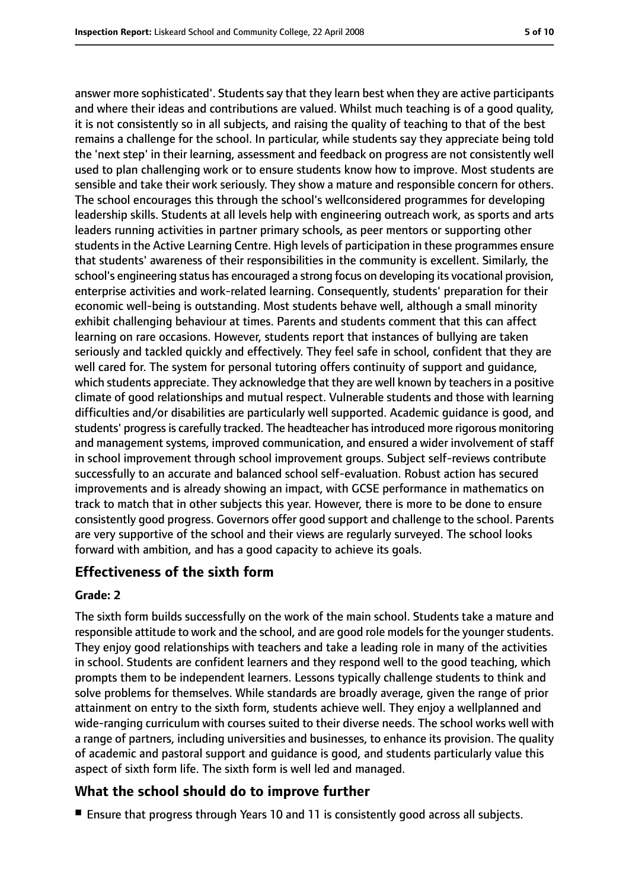answer more sophisticated'. Students say that they learn best when they are active participants and where their ideas and contributions are valued. Whilst much teaching is of a good quality, it is not consistently so in all subjects, and raising the quality of teaching to that of the best remains a challenge for the school. In particular, while students say they appreciate being told the 'next step' in their learning, assessment and feedback on progress are not consistently well used to plan challenging work or to ensure students know how to improve. Most students are sensible and take their work seriously. They show a mature and responsible concern for others. The school encourages this through the school's wellconsidered programmes for developing leadership skills. Students at all levels help with engineering outreach work, as sports and arts leaders running activities in partner primary schools, as peer mentors or supporting other students in the Active Learning Centre. High levels of participation in these programmes ensure that students' awareness of their responsibilities in the community is excellent. Similarly, the school's engineering status has encouraged a strong focus on developing its vocational provision, enterprise activities and work-related learning. Consequently, students' preparation for their economic well-being is outstanding. Most students behave well, although a small minority exhibit challenging behaviour at times. Parents and students comment that this can affect learning on rare occasions. However, students report that instances of bullying are taken seriously and tackled quickly and effectively. They feel safe in school, confident that they are well cared for. The system for personal tutoring offers continuity of support and guidance, which students appreciate. They acknowledge that they are well known by teachers in a positive climate of good relationships and mutual respect. Vulnerable students and those with learning difficulties and/or disabilities are particularly well supported. Academic guidance is good, and students' progress is carefully tracked. The headteacher has introduced more rigorous monitoring and management systems, improved communication, and ensured a wider involvement of staff in school improvement through school improvement groups. Subject self-reviews contribute successfully to an accurate and balanced school self-evaluation. Robust action has secured improvements and is already showing an impact, with GCSE performance in mathematics on track to match that in other subjects this year. However, there is more to be done to ensure consistently good progress. Governors offer good support and challenge to the school. Parents are very supportive of the school and their views are regularly surveyed. The school looks forward with ambition, and has a good capacity to achieve its goals.

## Effectiveness of the sixth form

**Grade: 2**

The sixth form builds successfully on the work of the main school. Students take a mature and responsible attitude to work and the school, and are good role models for the younger students. They enjoy good relationships with teachers and take a leading role in many of the activities in school. Students are confident learners and they respond well to the good teaching, which prompts them to be independent learners. Lessons typically challenge students to think and solve problems for themselves. While standards are broadly average, given the range of prior attainment on entry to the sixth form, students achieve well. They enjoy a wellplanned and wide-ranging curriculum with courses suited to their diverse needs. The school works well with a range of partners, including universities and businesses, to enhance its provision. The quality of academic and pastoral support and guidance is good, and students particularly value this aspect of sixth form life. The sixth form is well led and managed.

## What the school should do to improve further

- Ensure that progress through Years 10 and 11 is consistently good across all subjects.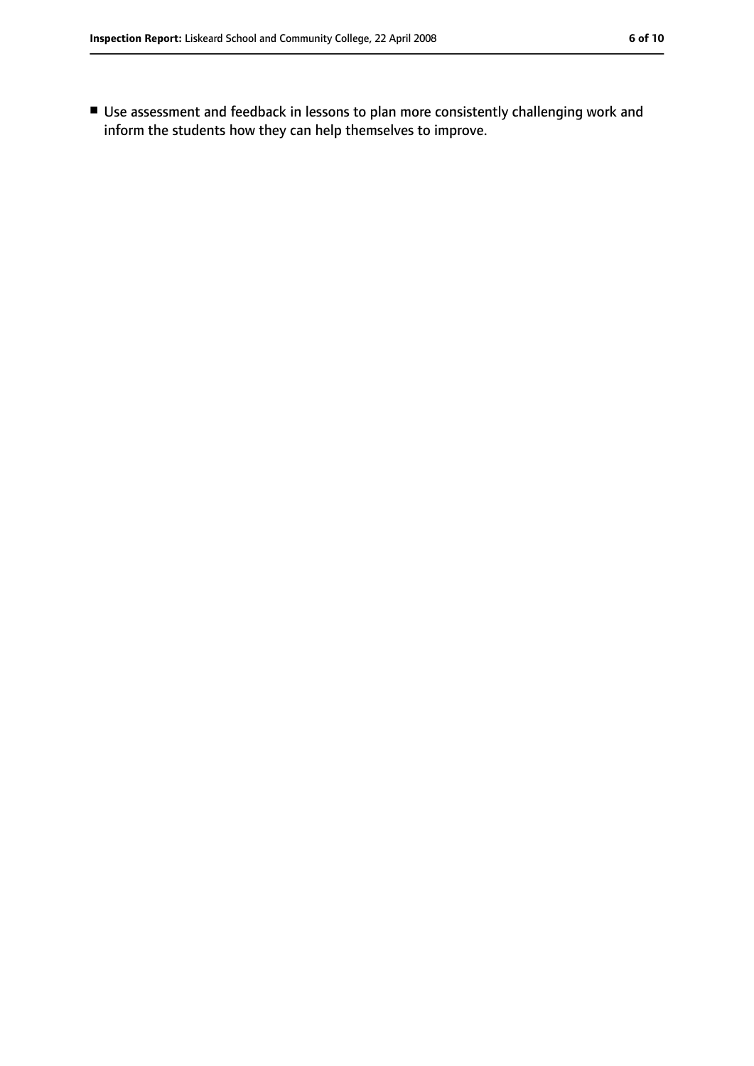- Use assessment and feedback in lessons to plan more consistently challenging work and inform the students how they can help themselves to improve.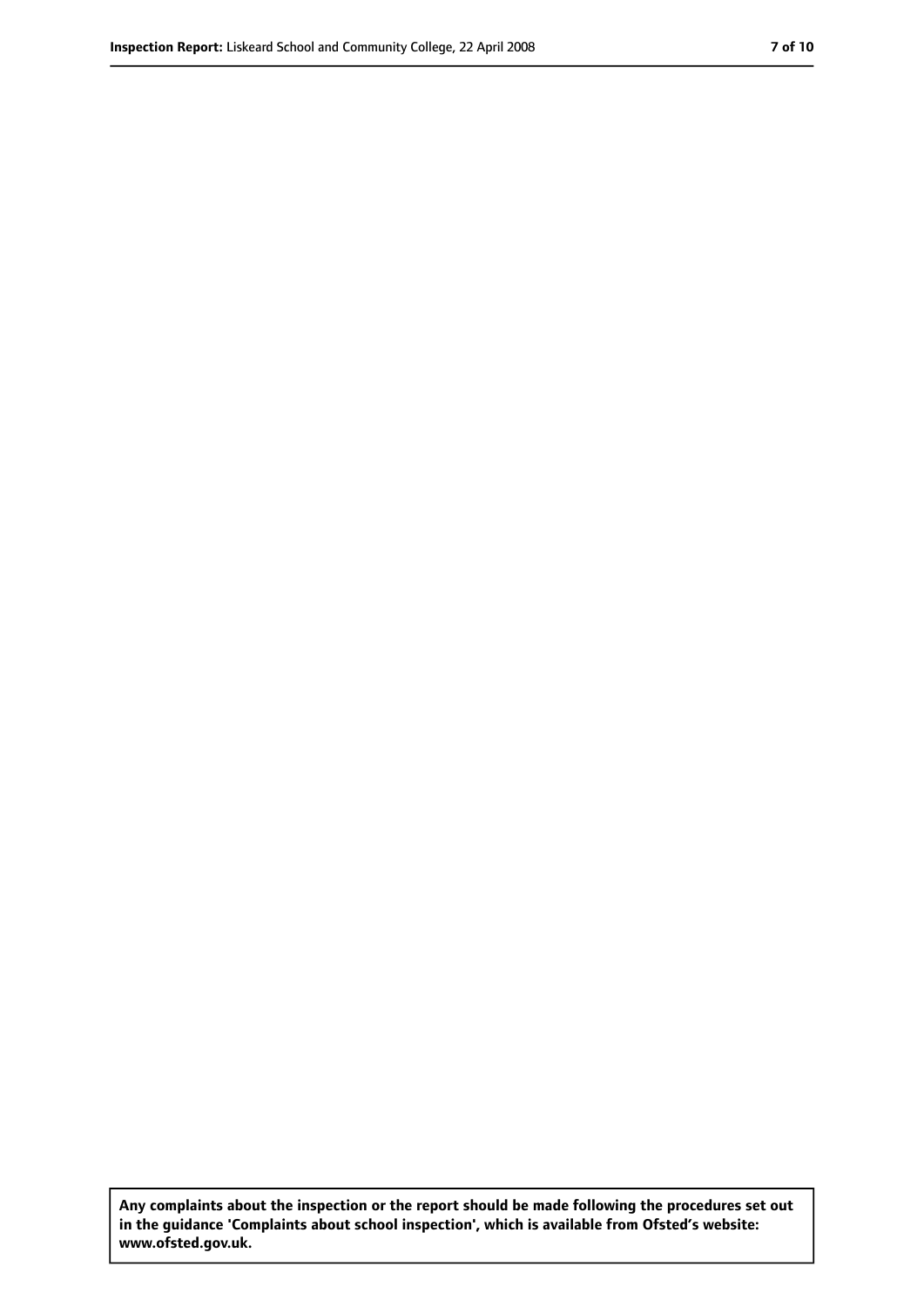**Any complaints about the inspection or the report should be made following the procedures set out in the guidance 'Complaints about school inspection', which is available from Ofsted's website: www.ofsted.gov.uk.**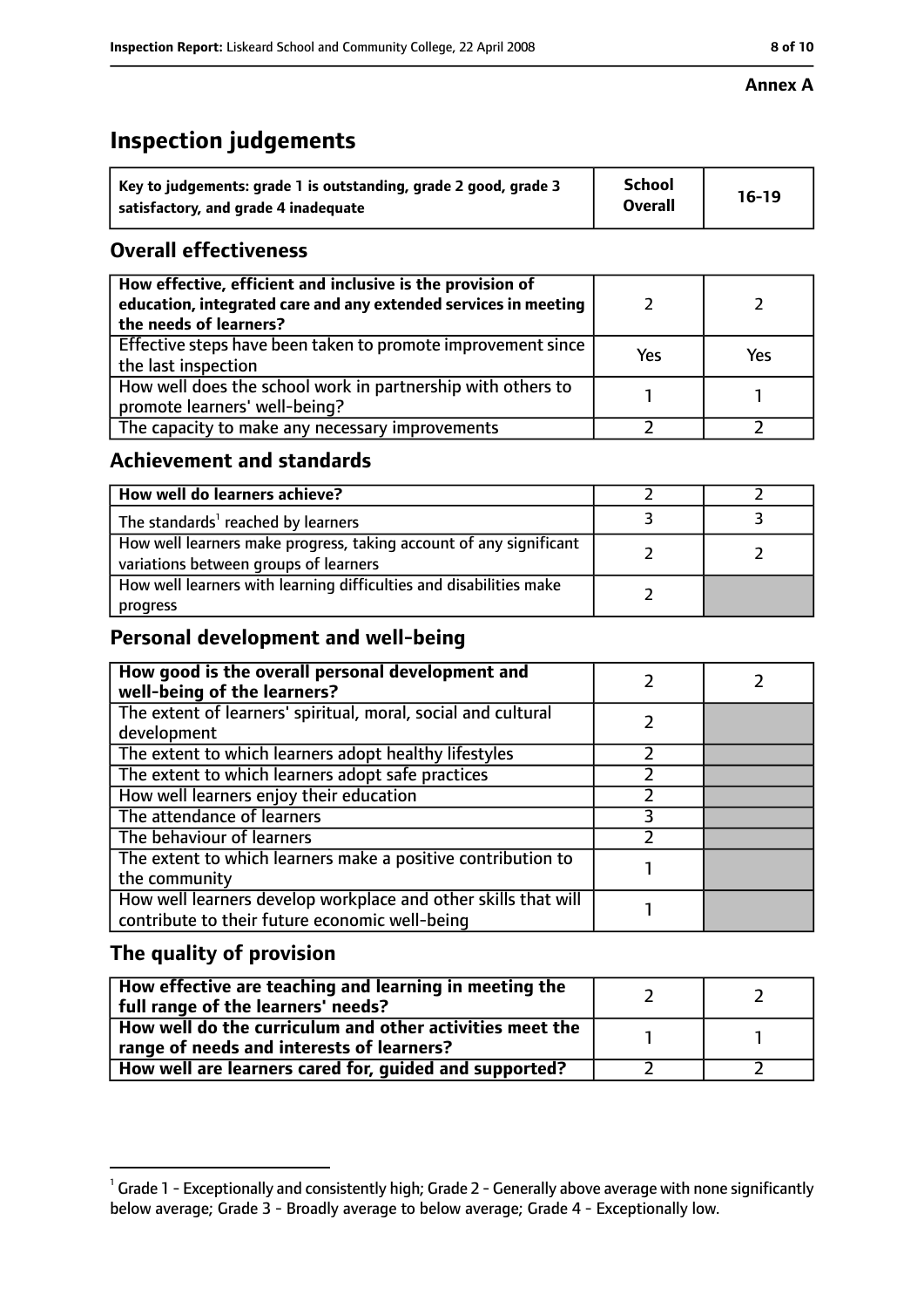**Annex A**

# Inspection judgements

| Key to judgements: grade 1 is outstanding, grade 2 good, grade 3 satisfactory, and grade 4 inadequate | School Overall | 16-19 |
|---|---|---|

## Overall effectiveness

| | | |
|---|---|---|
| How effective, efficient and inclusive is the provision of education, integrated care and any extended services in meeting the needs of learners? | 2 | 2 |
| Effective steps have been taken to promote improvement since the last inspection | Yes | Yes |
| How well does the school work in partnership with others to promote learners' well-being? | 1 | 1 |
| The capacity to make any necessary improvements | 2 | 2 |

## Achievement and standards

| | | |
|---|---|---|
| How well do learners achieve? | 2 | 2 |
| The standards[1] reached by learners | 3 | 3 |
| How well learners make progress, taking account of any significant variations between groups of learners | 2 | 2 |
| How well learners with learning difficulties and disabilities make progress | 2 | |

## Personal development and well-being

| | | |
|---|---|---|
| How good is the overall personal development and well-being of the learners? | 2 | 2 |
| The extent of learners' spiritual, moral, social and cultural development | 2 | |
| The extent to which learners adopt healthy lifestyles | 2 | |
| The extent to which learners adopt safe practices | 2 | |
| How well learners enjoy their education | 2 | |
| The attendance of learners | 3 | |
| The behaviour of learners | 2 | |
| The extent to which learners make a positive contribution to the community | 1 | |
| How well learners develop workplace and other skills that will contribute to their future economic well-being | 1 | |

## The quality of provision

| | | |
|---|---|---|
| How effective are teaching and learning in meeting the full range of the learners' needs? | 2 | 2 |
| How well do the curriculum and other activities meet the range of needs and interests of learners? | 1 | 1 |
| How well are learners cared for, guided and supported? | 2 | 2 |

[1] Grade 1 - Exceptionally and consistently high; Grade 2 - Generally above average with none significantly below average; Grade 3 - Broadly average to below average; Grade 4 - Exceptionally low.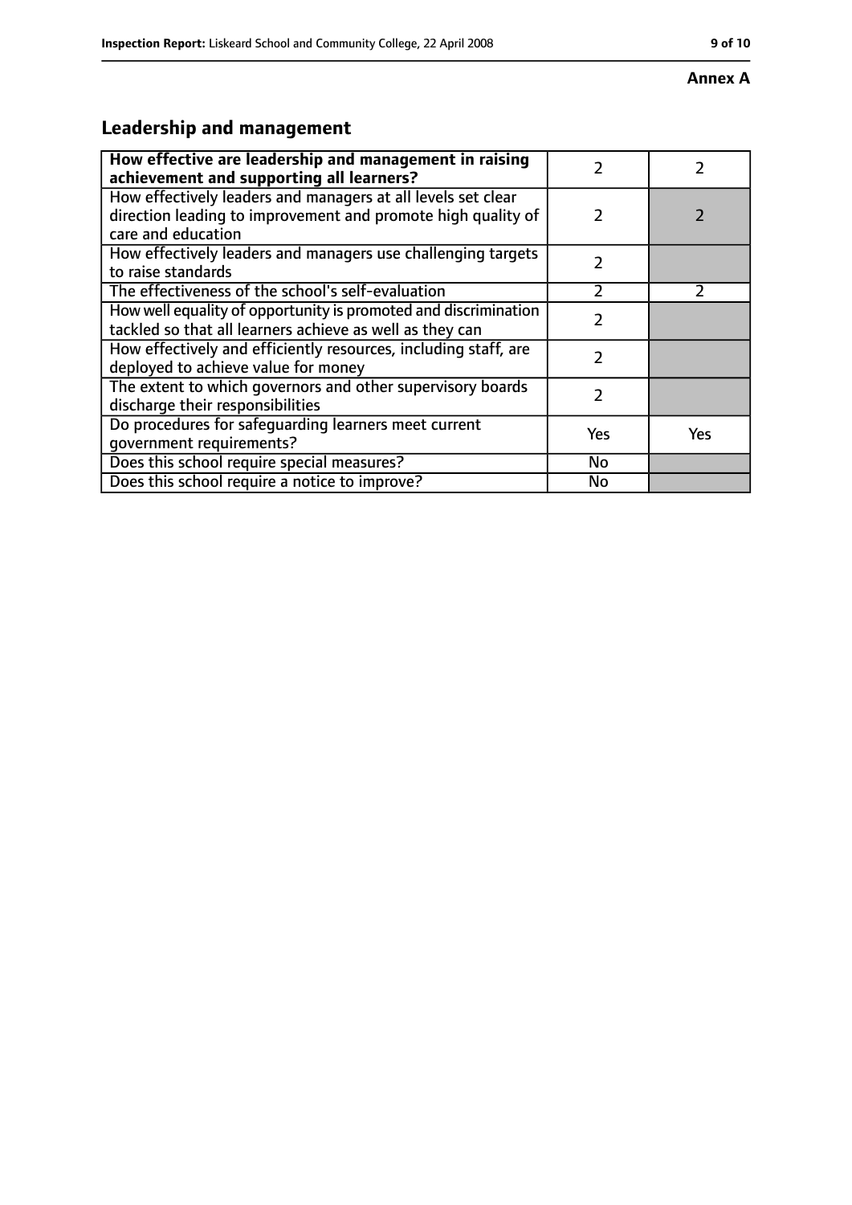**Annex A**

## Leadership and management

| | | |
|---|---|---|
| **How effective are leadership and management in raising achievement and supporting all learners?** | 2 | 2 |
| How effectively leaders and managers at all levels set clear direction leading to improvement and promote high quality of care and education | 2 | 2 |
| How effectively leaders and managers use challenging targets to raise standards | 2 | |
| The effectiveness of the school's self-evaluation | 2 | 2 |
| How well equality of opportunity is promoted and discrimination tackled so that all learners achieve as well as they can | 2 | |
| How effectively and efficiently resources, including staff, are deployed to achieve value for money | 2 | |
| The extent to which governors and other supervisory boards discharge their responsibilities | 2 | |
| Do procedures for safeguarding learners meet current government requirements? | Yes | Yes |
| Does this school require special measures? | No | |
| Does this school require a notice to improve? | No | |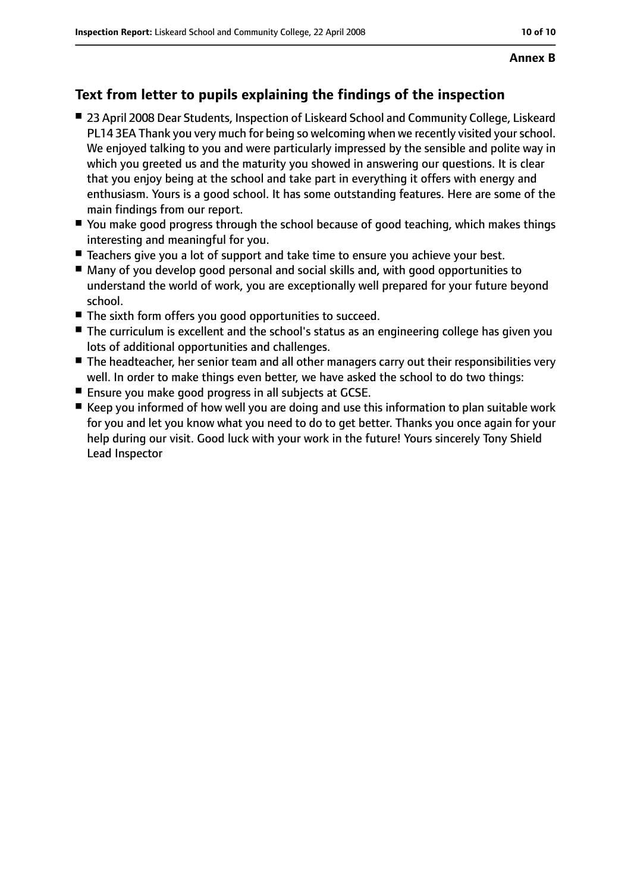**Annex B**

## Text from letter to pupils explaining the findings of the inspection

- 23 April 2008 Dear Students, Inspection of Liskeard School and Community College, Liskeard PL14 3EA Thank you very much for being so welcoming when we recently visited your school. We enjoyed talking to you and were particularly impressed by the sensible and polite way in which you greeted us and the maturity you showed in answering our questions. It is clear that you enjoy being at the school and take part in everything it offers with energy and enthusiasm. Yours is a good school. It has some outstanding features. Here are some of the main findings from our report.
- You make good progress through the school because of good teaching, which makes things interesting and meaningful for you.
- Teachers give you a lot of support and take time to ensure you achieve your best.
- Many of you develop good personal and social skills and, with good opportunities to understand the world of work, you are exceptionally well prepared for your future beyond school.
- The sixth form offers you good opportunities to succeed.
- The curriculum is excellent and the school's status as an engineering college has given you lots of additional opportunities and challenges.
- The headteacher, her senior team and all other managers carry out their responsibilities very well. In order to make things even better, we have asked the school to do two things:
- Ensure you make good progress in all subjects at GCSE.
- Keep you informed of how well you are doing and use this information to plan suitable work for you and let you know what you need to do to get better. Thanks you once again for your help during our visit. Good luck with your work in the future! Yours sincerely Tony Shield Lead Inspector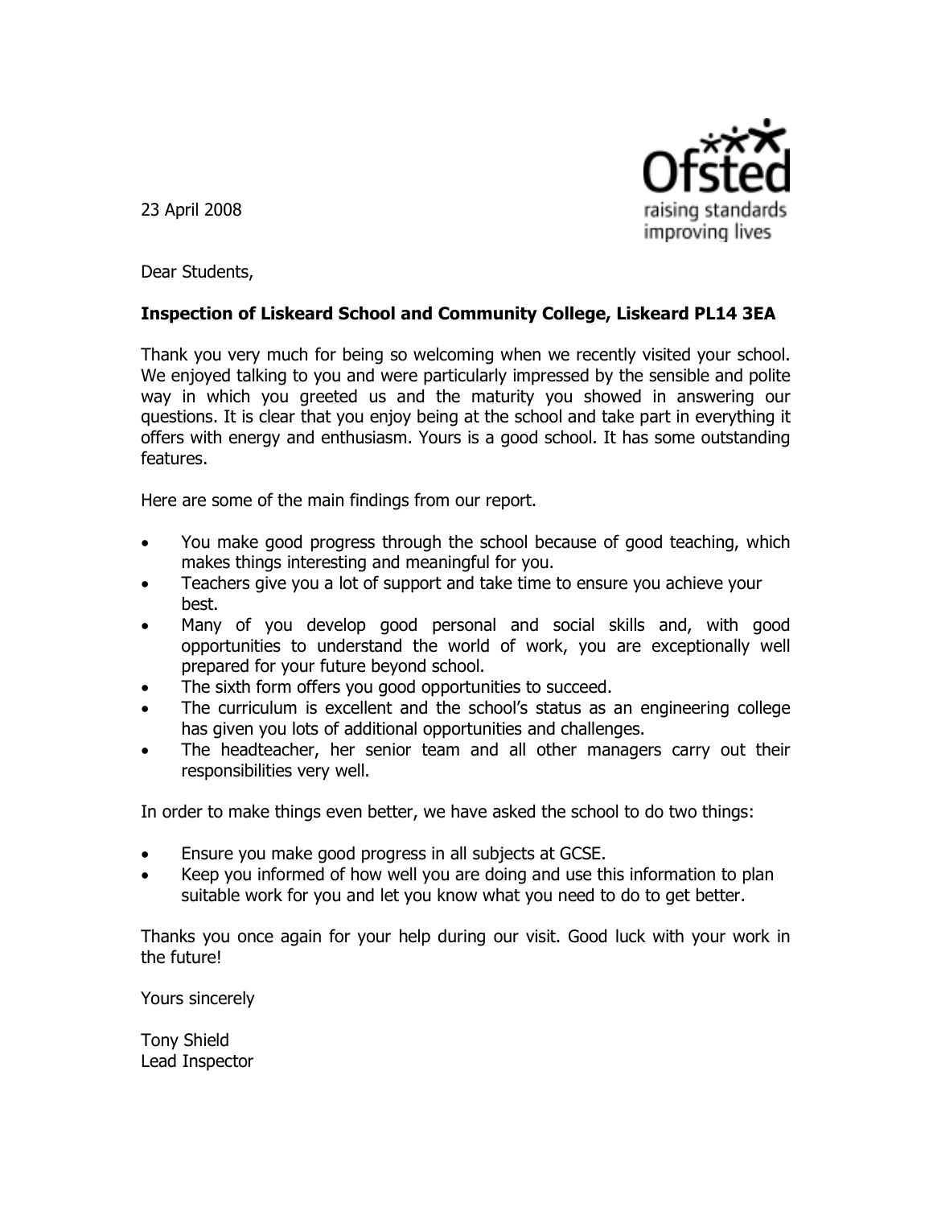23 April 2008

Dear Students,

**Inspection of Liskeard School and Community College, Liskeard PL14 3EA**

Thank you very much for being so welcoming when we recently visited your school. We enjoyed talking to you and were particularly impressed by the sensible and polite way in which you greeted us and the maturity you showed in answering our questions. It is clear that you enjoy being at the school and take part in everything it offers with energy and enthusiasm. Yours is a good school. It has some outstanding features.

Here are some of the main findings from our report.

- You make good progress through the school because of good teaching, which makes things interesting and meaningful for you.
- Teachers give you a lot of support and take time to ensure you achieve your best.
- Many of you develop good personal and social skills and, with good opportunities to understand the world of work, you are exceptionally well prepared for your future beyond school.
- The sixth form offers you good opportunities to succeed.
- The curriculum is excellent and the school's status as an engineering college has given you lots of additional opportunities and challenges.
- The headteacher, her senior team and all other managers carry out their responsibilities very well.

In order to make things even better, we have asked the school to do two things:

- Ensure you make good progress in all subjects at GCSE.
- Keep you informed of how well you are doing and use this information to plan suitable work for you and let you know what you need to do to get better.

Thanks you once again for your help during our visit. Good luck with your work in the future!

Yours sincerely

Tony Shield
Lead Inspector